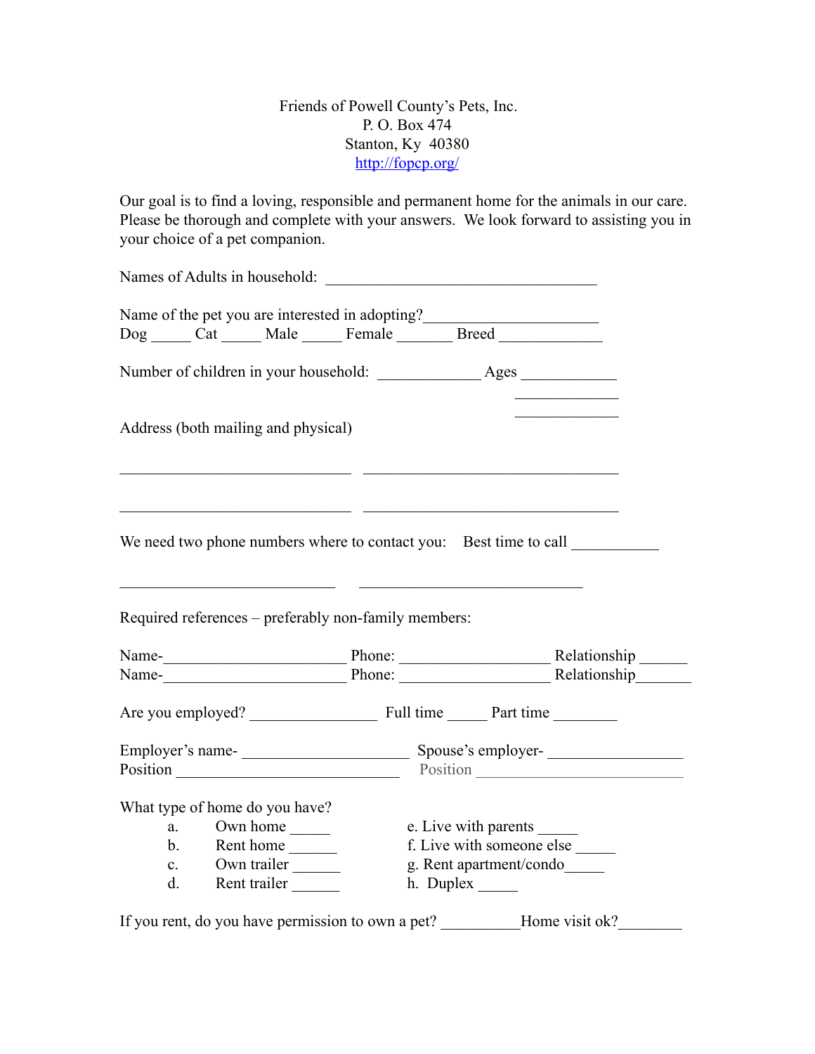Friends of Powell County's Pets, Inc.
P. O. Box 474
Stanton, Ky 40380
http://fopcp.org/

Our goal is to find a loving, responsible and permanent home for the animals in our care. Please be thorough and complete with your answers. We look forward to assisting you in your choice of a pet companion.

Names of Adults in household: ___________________________________

Name of the pet you are interested in adopting?______________________
Dog _____ Cat _____ Male _____ Female _______ Breed _____________

Number of children in your household: _____________ Ages ____________
_____________
_____________

Address (both mailing and physical)

______________________________ _________________________________

______________________________ _________________________________

We need two phone numbers where to contact you: Best time to call ___________

____________________________ _____________________________

Required references – preferably non-family members:

Name-_______________________ Phone: ___________________ Relationship ______
Name-_______________________ Phone: ___________________ Relationship_______

Are you employed? ________________ Full time _____ Part time ________

Employer's name- _____________________ Spouse's employer- _________________
Position ____________________________ Position __________________________

What type of home do you have?

a. Own home _____
b. Rent home ______
c. Own trailer ______
d. Rent trailer ______
e. Live with parents _____
f. Live with someone else _____
g. Rent apartment/condo_____
h. Duplex _____

If you rent, do you have permission to own a pet? __________Home visit ok?________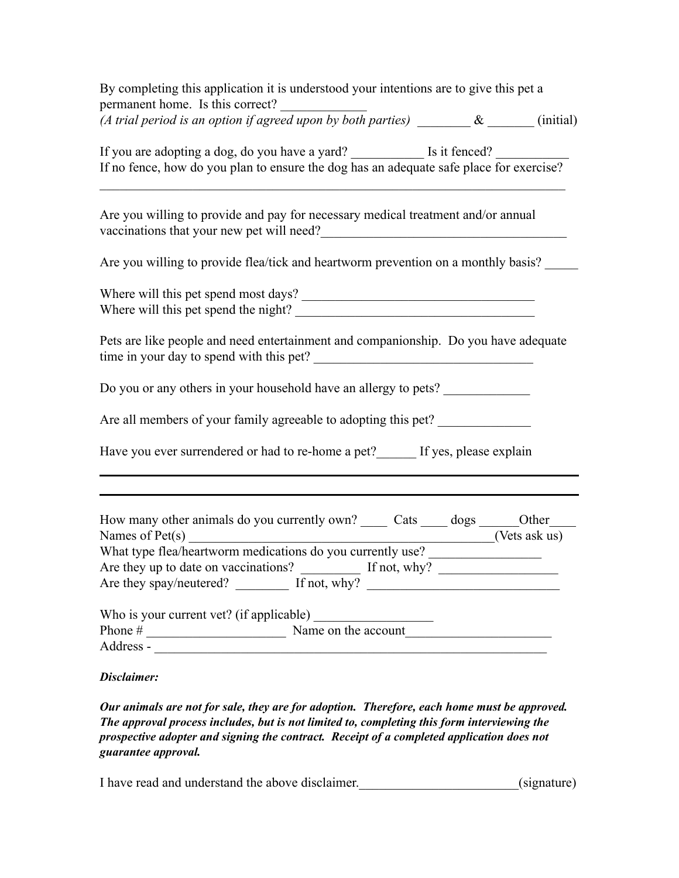By completing this application it is understood your intentions are to give this pet a permanent home. Is this correct? _____________
*(A trial period is an option if agreed upon by both parties)* ________ & _______ (initial)

If you are adopting a dog, do you have a yard? ___________ Is it fenced? __________
If no fence, how do you plan to ensure the dog has an adequate safe place for exercise?
________________________________________________________________________

Are you willing to provide and pay for necessary medical treatment and/or annual vaccinations that your new pet will need?_____________________________________

Are you willing to provide flea/tick and heartworm prevention on a monthly basis? _____

Where will this pet spend most days? ____________________________________
Where will this pet spend the night? ____________________________________

Pets are like people and need entertainment and companionship. Do you have adequate time in your day to spend with this pet? __________________________________

Do you or any others in your household have an allergy to pets? _____________

Are all members of your family agreeable to adopting this pet? ______________

Have you ever surrendered or had to re-home a pet?______ If yes, please explain

________________________________________________________________________

________________________________________________________________________

How many other animals do you currently own? ____ Cats ____ dogs ______Other____
Names of Pet(s) ______________________________________________(Vets ask us)
What type flea/heartworm medications do you currently use? _________________
Are they up to date on vaccinations? _________ If not, why? __________________
Are they spay/neutered? ________ If not, why? _____________________________

Who is your current vet? (if applicable) _________________
Phone # _____________________ Name on the account______________________
Address - ______________________________________________________________

***Disclaimer:***

***Our animals are not for sale, they are for adoption. Therefore, each home must be approved. The approval process includes, but is not limited to, completing this form interviewing the prospective adopter and signing the contract. Receipt of a completed application does not guarantee approval.***

I have read and understand the above disclaimer.________________________(signature)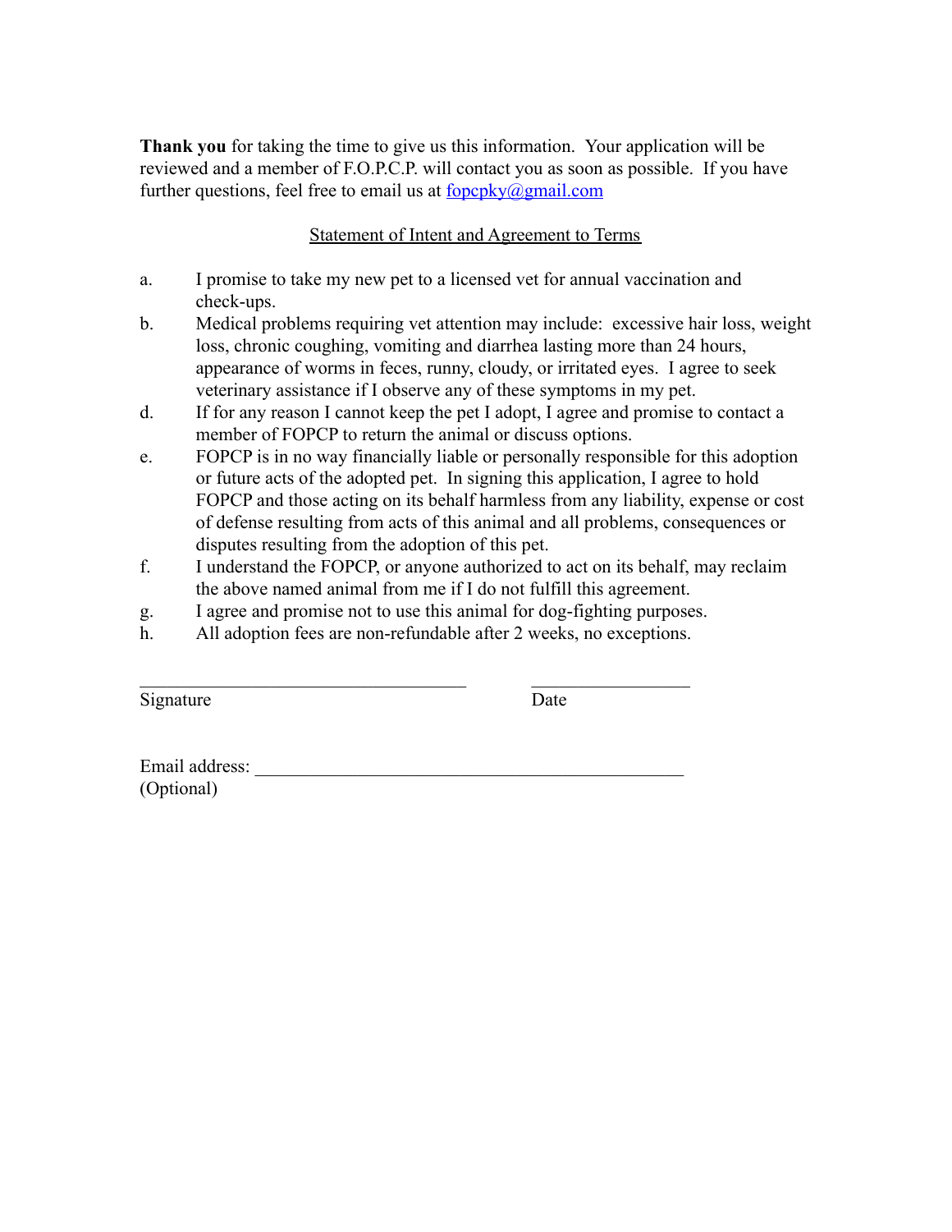**Thank you** for taking the time to give us this information. Your application will be reviewed and a member of F.O.P.C.P. will contact you as soon as possible. If you have further questions, feel free to email us at [fopcpky@gmail.com](mailto:fopcpky@gmail.com)

<u>Statement of Intent and Agreement to Terms</u>

a. I promise to take my new pet to a licensed vet for annual vaccination and check-ups.

b. Medical problems requiring vet attention may include: excessive hair loss, weight loss, chronic coughing, vomiting and diarrhea lasting more than 24 hours, appearance of worms in feces, runny, cloudy, or irritated eyes. I agree to seek veterinary assistance if I observe any of these symptoms in my pet.

d. If for any reason I cannot keep the pet I adopt, I agree and promise to contact a member of FOPCP to return the animal or discuss options.

e. FOPCP is in no way financially liable or personally responsible for this adoption or future acts of the adopted pet. In signing this application, I agree to hold FOPCP and those acting on its behalf harmless from any liability, expense or cost of defense resulting from acts of this animal and all problems, consequences or disputes resulting from the adoption of this pet.

f. I understand the FOPCP, or anyone authorized to act on its behalf, may reclaim the above named animal from me if I do not fulfill this agreement.

g. I agree and promise not to use this animal for dog-fighting purposes.

h. All adoption fees are non-refundable after 2 weeks, no exceptions.

____________________________________ ________________
Signature Date

Email address: _______________________________________________
(Optional)